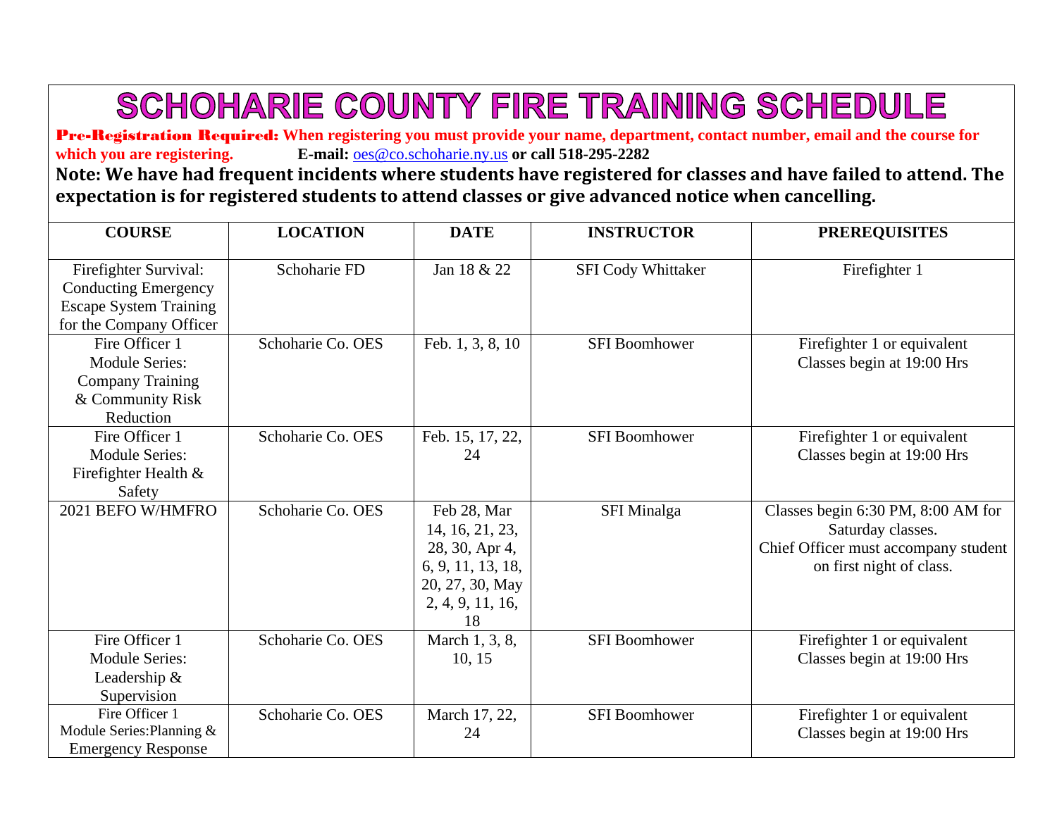# SCHOHARIE COUNTY FIRE TRAINING SCHEDULE

**Pre-Registration Required: When registering you must provide your name, department, contact number, email and the course for which you are registering.** **E-mail:** oes@co.schoharie.ny.us **or call 518-295-2282**

**Note: We have had frequent incidents where students have registered for classes and have failed to attend. The expectation is for registered students to attend classes or give advanced notice when cancelling.**

| COURSE | LOCATION | DATE | INSTRUCTOR | PREREQUISITES |
|---|---|---|---|---|
| Firefighter Survival: Conducting Emergency Escape System Training for the Company Officer | Schoharie FD | Jan 18 & 22 | SFI Cody Whittaker | Firefighter 1 |
| Fire Officer 1 Module Series: Company Training & Community Risk Reduction | Schoharie Co. OES | Feb. 1, 3, 8, 10 | SFI Boomhower | Firefighter 1 or equivalent Classes begin at 19:00 Hrs |
| Fire Officer 1 Module Series: Firefighter Health & Safety | Schoharie Co. OES | Feb. 15, 17, 22, 24 | SFI Boomhower | Firefighter 1 or equivalent Classes begin at 19:00 Hrs |
| 2021 BEFO W/HMFRO | Schoharie Co. OES | Feb 28, Mar 14, 16, 21, 23, 28, 30, Apr 4, 6, 9, 11, 13, 18, 20, 27, 30, May 2, 4, 9, 11, 16, 18 | SFI Minalga | Classes begin 6:30 PM, 8:00 AM for Saturday classes. Chief Officer must accompany student on first night of class. |
| Fire Officer 1 Module Series: Leadership & Supervision | Schoharie Co. OES | March 1, 3, 8, 10, 15 | SFI Boomhower | Firefighter 1 or equivalent Classes begin at 19:00 Hrs |
| Fire Officer 1 Module Series:Planning & Emergency Response | Schoharie Co. OES | March 17, 22, 24 | SFI Boomhower | Firefighter 1 or equivalent Classes begin at 19:00 Hrs |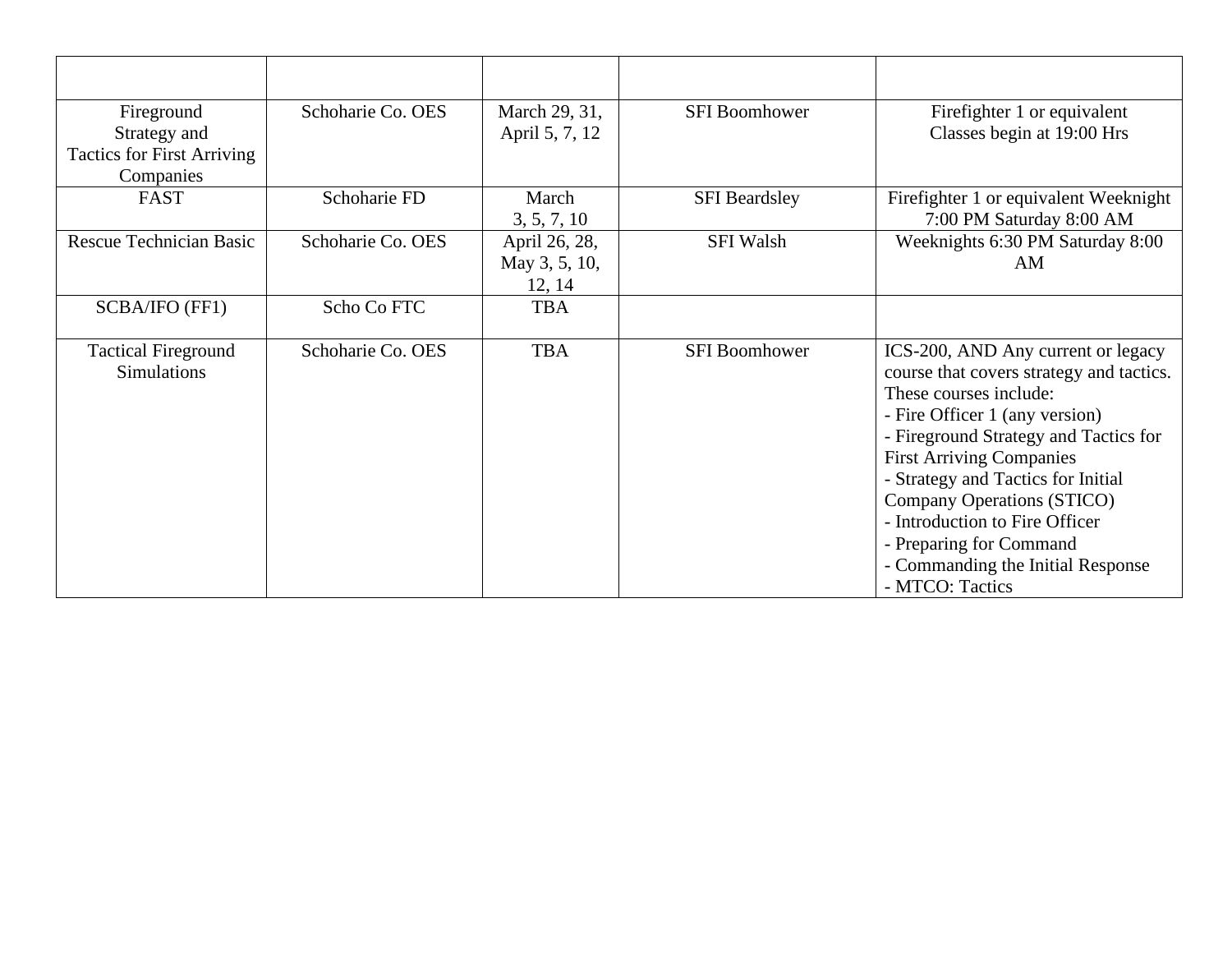| | | | | |
|---|---|---|---|---|
| Fireground Strategy and Tactics for First Arriving Companies | Schoharie Co. OES | March 29, 31, April 5, 7, 12 | SFI Boomhower | Firefighter 1 or equivalent Classes begin at 19:00 Hrs |
| FAST | Schoharie FD | March 3, 5, 7, 10 | SFI Beardsley | Firefighter 1 or equivalent Weeknight 7:00 PM Saturday 8:00 AM |
| Rescue Technician Basic | Schoharie Co. OES | April 26, 28, May 3, 5, 10, 12, 14 | SFI Walsh | Weeknights 6:30 PM Saturday 8:00 AM |
| SCBA/IFO (FF1) | Scho Co FTC | TBA | | |
| Tactical Fireground Simulations | Schoharie Co. OES | TBA | SFI Boomhower | ICS-200, AND Any current or legacy course that covers strategy and tactics. These courses include:<br>- Fire Officer 1 (any version)<br>- Fireground Strategy and Tactics for First Arriving Companies<br>- Strategy and Tactics for Initial Company Operations (STICO)<br>- Introduction to Fire Officer<br>- Preparing for Command<br>- Commanding the Initial Response<br>- MTCO: Tactics |